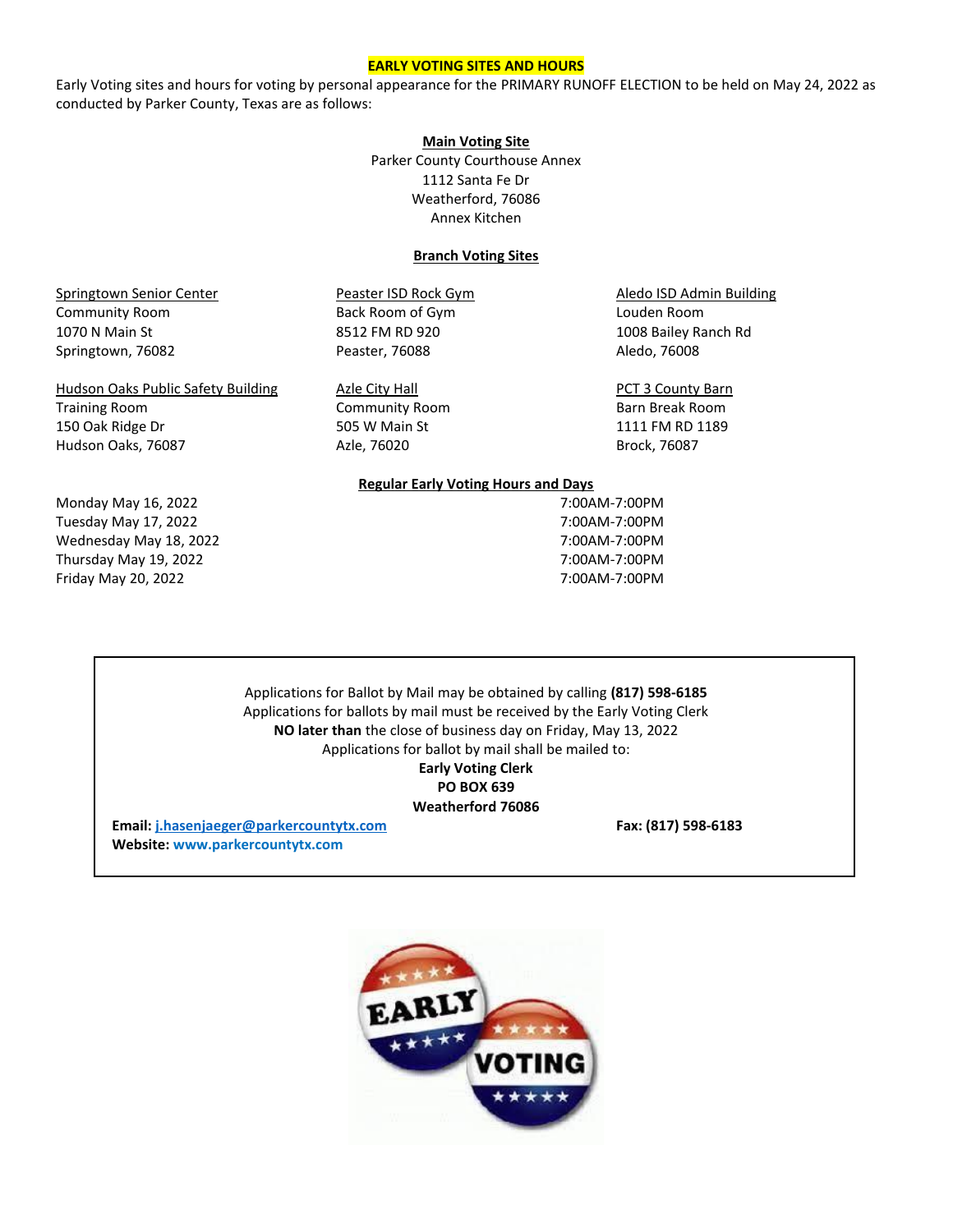# EARLY VOTING SITES AND HOURS

Early Voting sites and hours for voting by personal appearance for the PRIMARY RUNOFF ELECTION to be held on May 24, 2022 as conducted by Parker County, Texas are as follows:

## Main Voting Site

Parker County Courthouse Annex
1112 Santa Fe Dr
Weatherford, 76086
Annex Kitchen

## Branch Voting Sites

Springtown Senior Center
Community Room
1070 N Main St
Springtown, 76082

Peaster ISD Rock Gym
Back Room of Gym
8512 FM RD 920
Peaster, 76088

Aledo ISD Admin Building
Louden Room
1008 Bailey Ranch Rd
Aledo, 76008

Hudson Oaks Public Safety Building
Training Room
150 Oak Ridge Dr
Hudson Oaks, 76087

Azle City Hall
Community Room
505 W Main St
Azle, 76020

PCT 3 County Barn
Barn Break Room
1111 FM RD 1189
Brock, 76087

## Regular Early Voting Hours and Days

| Day | Hours |
|---|---|
| Monday May 16, 2022 | 7:00AM-7:00PM |
| Tuesday May 17, 2022 | 7:00AM-7:00PM |
| Wednesday May 18, 2022 | 7:00AM-7:00PM |
| Thursday May 19, 2022 | 7:00AM-7:00PM |
| Friday May 20, 2022 | 7:00AM-7:00PM |

Applications for Ballot by Mail may be obtained by calling **(817) 598-6185**
Applications for ballots by mail must be received by the Early Voting Clerk
**NO later than** the close of business day on Friday, May 13, 2022
Applications for ballot by mail shall be mailed to:

**Early Voting Clerk**
**PO BOX 639**
**Weatherford 76086**

**Email:** j.hasenjaeger@parkercountytx.com
**Fax: (817) 598-6183**
**Website:** www.parkercountytx.com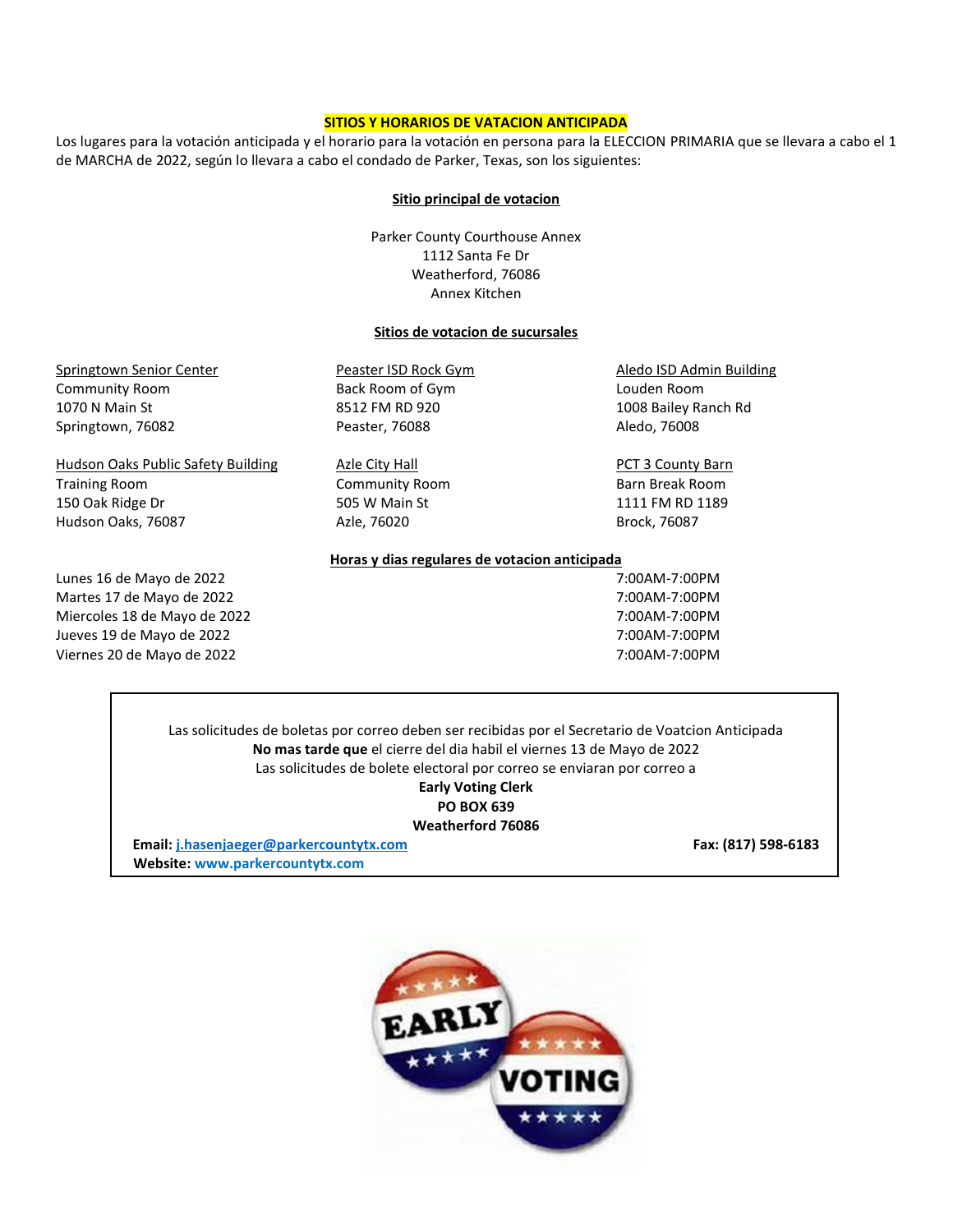## SITIOS Y HORARIOS DE VATACION ANTICIPADA

Los lugares para la votación anticipada y el horario para la votación en persona para la ELECCION PRIMARIA que se llevara a cabo el 1 de MARCHA de 2022, según lo llevara a cabo el condado de Parker, Texas, son los siguientes:

### Sitio principal de votacion

Parker County Courthouse Annex
1112 Santa Fe Dr
Weatherford, 76086
Annex Kitchen

### Sitios de votacion de sucursales

Springtown Senior Center
Community Room
1070 N Main St
Springtown, 76082

Peaster ISD Rock Gym
Back Room of Gym
8512 FM RD 920
Peaster, 76088

Aledo ISD Admin Building
Louden Room
1008 Bailey Ranch Rd
Aledo, 76008

Hudson Oaks Public Safety Building
Training Room
150 Oak Ridge Dr
Hudson Oaks, 76087

Azle City Hall
Community Room
505 W Main St
Azle, 76020

PCT 3 County Barn
Barn Break Room
1111 FM RD 1189
Brock, 76087

### Horas y dias regulares de votacion anticipada

| | |
|---|---|
| Lunes 16 de Mayo de 2022 | 7:00AM-7:00PM |
| Martes 17 de Mayo de 2022 | 7:00AM-7:00PM |
| Miercoles 18 de Mayo de 2022 | 7:00AM-7:00PM |
| Jueves 19 de Mayo de 2022 | 7:00AM-7:00PM |
| Viernes 20 de Mayo de 2022 | 7:00AM-7:00PM |

Las solicitudes de boletas por correo deben ser recibidas por el Secretario de Voatcion Anticipada
**No mas tarde que** el cierre del dia habil el viernes 13 de Mayo de 2022
Las solicitudes de bolete electoral por correo se enviaran por correo a
**Early Voting Clerk**
**PO BOX 639**
**Weatherford 76086**

**Email:** j.hasenjaeger@parkercountytx.com **Fax: (817) 598-6183**
**Website:** www.parkercountytx.com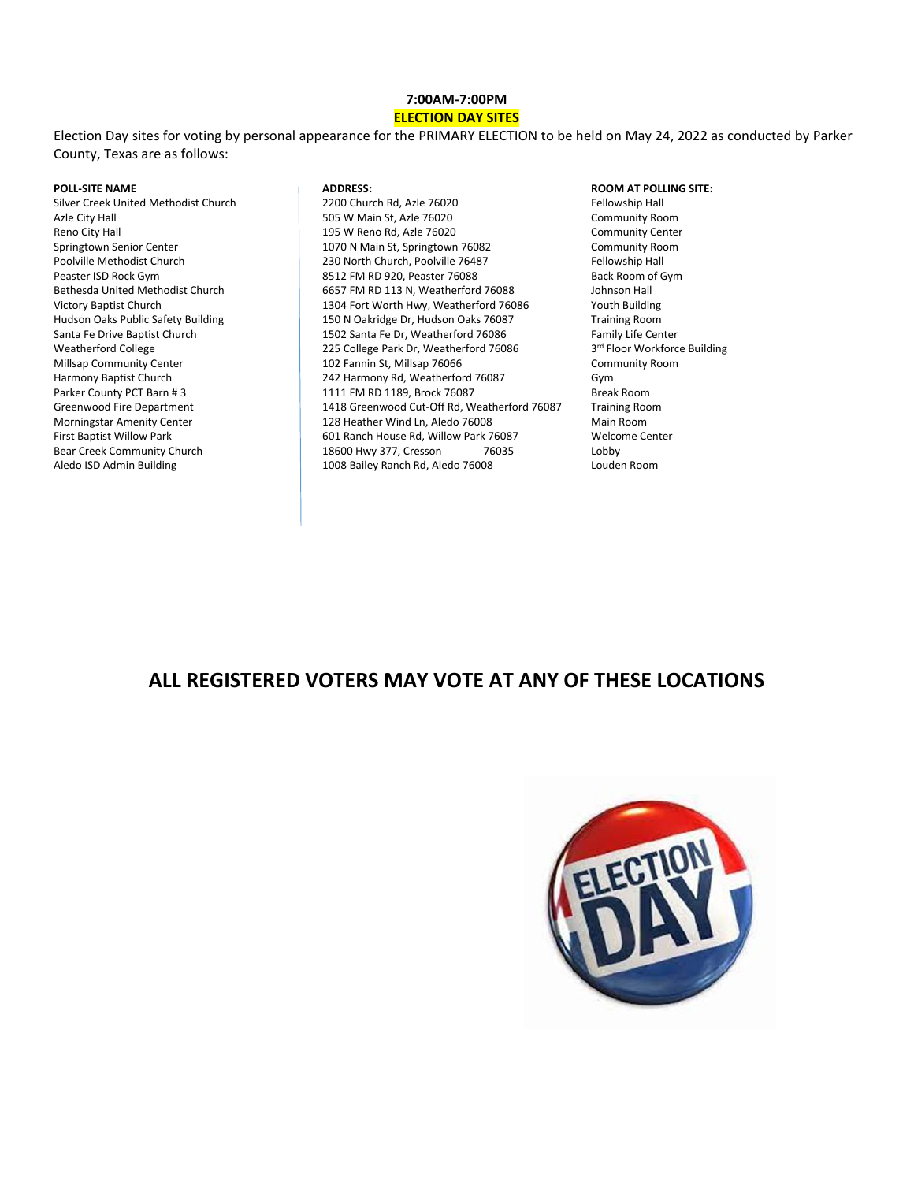**7:00AM-7:00PM**

**ELECTION DAY SITES**

Election Day sites for voting by personal appearance for the PRIMARY ELECTION to be held on May 24, 2022 as conducted by Parker County, Texas are as follows:

| POLL-SITE NAME | ADDRESS: | ROOM AT POLLING SITE: |
|---|---|---|
| Silver Creek United Methodist Church | 2200 Church Rd, Azle 76020 | Fellowship Hall |
| Azle City Hall | 505 W Main St, Azle 76020 | Community Room |
| Reno City Hall | 195 W Reno Rd, Azle 76020 | Community Center |
| Springtown Senior Center | 1070 N Main St, Springtown 76082 | Community Room |
| Poolville Methodist Church | 230 North Church, Poolville 76487 | Fellowship Hall |
| Peaster ISD Rock Gym | 8512 FM RD 920, Peaster 76088 | Back Room of Gym |
| Bethesda United Methodist Church | 6657 FM RD 113 N, Weatherford 76088 | Johnson Hall |
| Victory Baptist Church | 1304 Fort Worth Hwy, Weatherford 76086 | Youth Building |
| Hudson Oaks Public Safety Building | 150 N Oakridge Dr, Hudson Oaks 76087 | Training Room |
| Santa Fe Drive Baptist Church | 1502 Santa Fe Dr, Weatherford 76086 | Family Life Center |
| Weatherford College | 225 College Park Dr, Weatherford 76086 | 3rd Floor Workforce Building |
| Millsap Community Center | 102 Fannin St, Millsap 76066 | Community Room |
| Harmony Baptist Church | 242 Harmony Rd, Weatherford 76087 | Gym |
| Parker County PCT Barn # 3 | 1111 FM RD 1189, Brock 76087 | Break Room |
| Greenwood Fire Department | 1418 Greenwood Cut-Off Rd, Weatherford 76087 | Training Room |
| Morningstar Amenity Center | 128 Heather Wind Ln, Aledo 76008 | Main Room |
| First Baptist Willow Park | 601 Ranch House Rd, Willow Park 76087 | Welcome Center |
| Bear Creek Community Church | 18600 Hwy 377, Cresson 76035 | Lobby |
| Aledo ISD Admin Building | 1008 Bailey Ranch Rd, Aledo 76008 | Louden Room |

## ALL REGISTERED VOTERS MAY VOTE AT ANY OF THESE LOCATIONS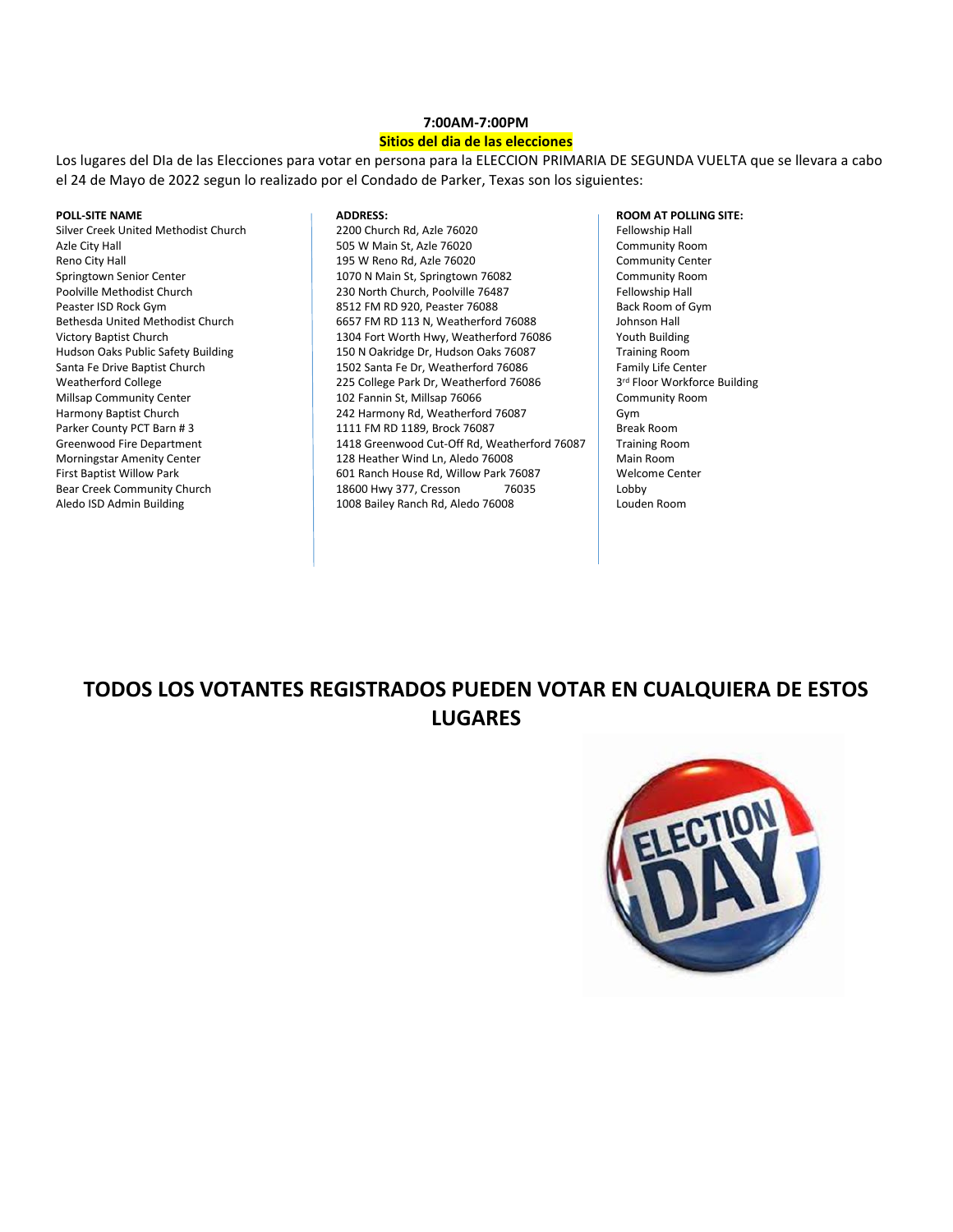**7:00AM-7:00PM**

**Sitios del dia de las elecciones**

Los lugares del DIa de las Elecciones para votar en persona para la ELECCION PRIMARIA DE SEGUNDA VUELTA que se llevara a cabo el 24 de Mayo de 2022 segun lo realizado por el Condado de Parker, Texas son los siguientes:

| POLL-SITE NAME | ADDRESS: | ROOM AT POLLING SITE: |
|---|---|---|
| Silver Creek United Methodist Church | 2200 Church Rd, Azle 76020 | Fellowship Hall |
| Azle City Hall | 505 W Main St, Azle 76020 | Community Room |
| Reno City Hall | 195 W Reno Rd, Azle 76020 | Community Center |
| Springtown Senior Center | 1070 N Main St, Springtown 76082 | Community Room |
| Poolville Methodist Church | 230 North Church, Poolville 76487 | Fellowship Hall |
| Peaster ISD Rock Gym | 8512 FM RD 920, Peaster 76088 | Back Room of Gym |
| Bethesda United Methodist Church | 6657 FM RD 113 N, Weatherford 76088 | Johnson Hall |
| Victory Baptist Church | 1304 Fort Worth Hwy, Weatherford 76086 | Youth Building |
| Hudson Oaks Public Safety Building | 150 N Oakridge Dr, Hudson Oaks 76087 | Training Room |
| Santa Fe Drive Baptist Church | 1502 Santa Fe Dr, Weatherford 76086 | Family Life Center |
| Weatherford College | 225 College Park Dr, Weatherford 76086 | 3rd Floor Workforce Building |
| Millsap Community Center | 102 Fannin St, Millsap 76066 | Community Room |
| Harmony Baptist Church | 242 Harmony Rd, Weatherford 76087 | Gym |
| Parker County PCT Barn # 3 | 1111 FM RD 1189, Brock 76087 | Break Room |
| Greenwood Fire Department | 1418 Greenwood Cut-Off Rd, Weatherford 76087 | Training Room |
| Morningstar Amenity Center | 128 Heather Wind Ln, Aledo 76008 | Main Room |
| First Baptist Willow Park | 601 Ranch House Rd, Willow Park 76087 | Welcome Center |
| Bear Creek Community Church | 18600 Hwy 377, Cresson 76035 | Lobby |
| Aledo ISD Admin Building | 1008 Bailey Ranch Rd, Aledo 76008 | Louden Room |

## TODOS LOS VOTANTES REGISTRADOS PUEDEN VOTAR EN CUALQUIERA DE ESTOS LUGARES